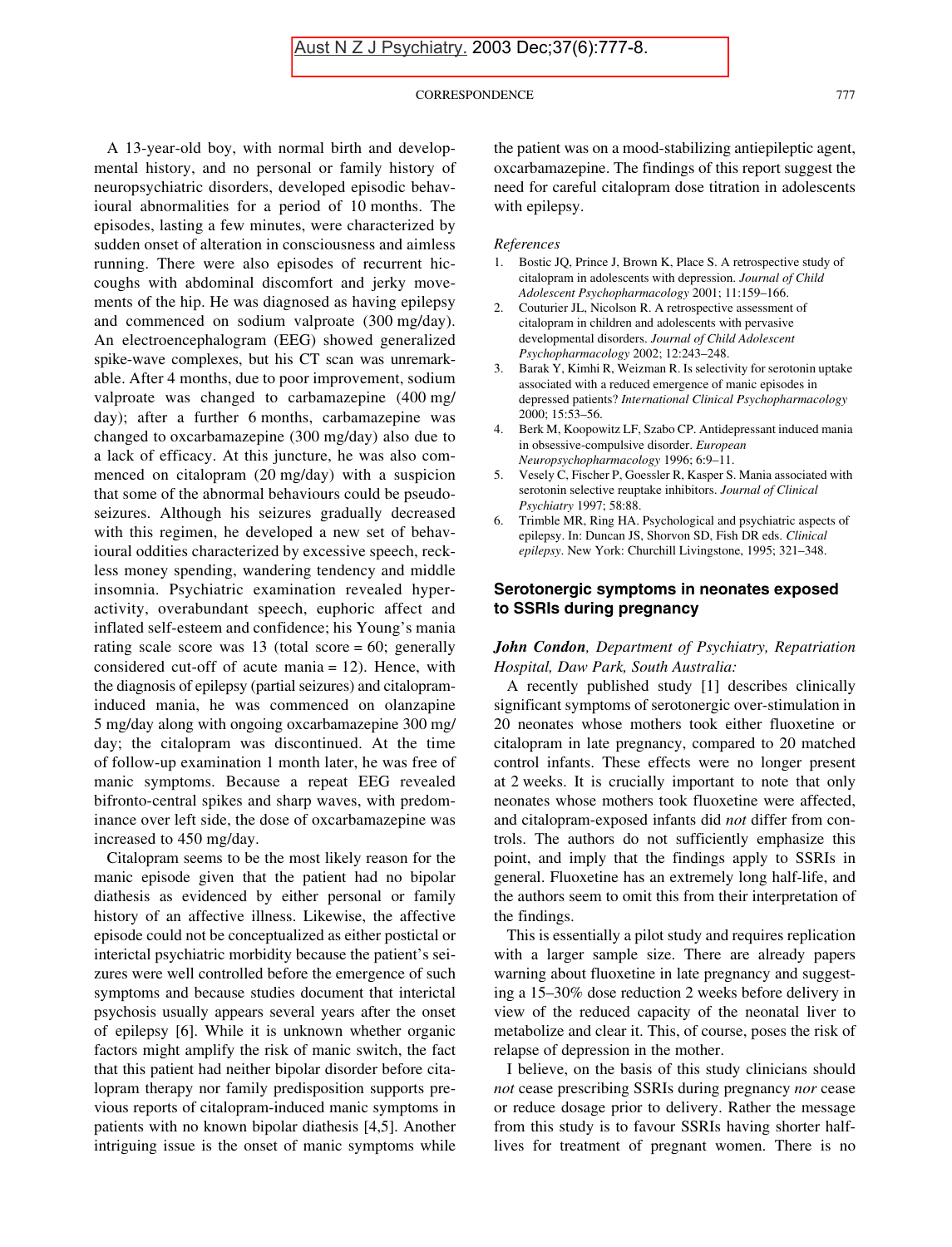A 13-year-old boy, with normal birth and developmental history, and no personal or family history of neuropsychiatric disorders, developed episodic behavioural abnormalities for a period of 10 months. The episodes, lasting a few minutes, were characterized by sudden onset of alteration in consciousness and aimless running. There were also episodes of recurrent hiccoughs with abdominal discomfort and jerky movements of the hip. He was diagnosed as having epilepsy and commenced on sodium valproate (300 mg/day). An electroencephalogram (EEG) showed generalized spike-wave complexes, but his CT scan was unremarkable. After 4 months, due to poor improvement, sodium valproate was changed to carbamazepine (400 mg/day); after a further 6 months, carbamazepine was changed to oxcarbamazepine (300 mg/day) also due to a lack of efficacy. At this juncture, he was also commenced on citalopram (20 mg/day) with a suspicion that some of the abnormal behaviours could be pseudoseizures. Although his seizures gradually decreased with this regimen, he developed a new set of behavioural oddities characterized by excessive speech, reckless money spending, wandering tendency and middle insomnia. Psychiatric examination revealed hyperactivity, overabundant speech, euphoric affect and inflated self-esteem and confidence; his Young's mania rating scale score was 13 (total score = 60; generally considered cut-off of acute mania = 12). Hence, with the diagnosis of epilepsy (partial seizures) and citalopram-induced mania, he was commenced on olanzapine 5 mg/day along with ongoing oxcarbamazepine 300 mg/day; the citalopram was discontinued. At the time of follow-up examination 1 month later, he was free of manic symptoms. Because a repeat EEG revealed bifronto-central spikes and sharp waves, with predominance over left side, the dose of oxcarbamazepine was increased to 450 mg/day.

Citalopram seems to be the most likely reason for the manic episode given that the patient had no bipolar diathesis as evidenced by either personal or family history of an affective illness. Likewise, the affective episode could not be conceptualized as either postictal or interictal psychiatric morbidity because the patient's seizures were well controlled before the emergence of such symptoms and because studies document that interictal psychosis usually appears several years after the onset of epilepsy [6]. While it is unknown whether organic factors might amplify the risk of manic switch, the fact that this patient had neither bipolar disorder before citalopram therapy nor family predisposition supports previous reports of citalopram-induced manic symptoms in patients with no known bipolar diathesis [4,5]. Another intriguing issue is the onset of manic symptoms while the patient was on a mood-stabilizing antiepileptic agent, oxcarbamazepine. The findings of this report suggest the need for careful citalopram dose titration in adolescents with epilepsy.

*References*

1. Bostic JQ, Prince J, Brown K, Place S. A retrospective study of citalopram in adolescents with depression. *Journal of Child Adolescent Psychopharmacology* 2001; 11:159–166.
2. Couturier JL, Nicolson R. A retrospective assessment of citalopram in children and adolescents with pervasive developmental disorders. *Journal of Child Adolescent Psychopharmacology* 2002; 12:243–248.
3. Barak Y, Kimhi R, Weizman R. Is selectivity for serotonin uptake associated with a reduced emergence of manic episodes in depressed patients? *International Clinical Psychopharmacology* 2000; 15:53–56.
4. Berk M, Koopowitz LF, Szabo CP. Antidepressant induced mania in obsessive-compulsive disorder. *European Neuropsychopharmacology* 1996; 6:9–11.
5. Vesely C, Fischer P, Goessler R, Kasper S. Mania associated with serotonin selective reuptake inhibitors. *Journal of Clinical Psychiatry* 1997; 58:88.
6. Trimble MR, Ring HA. Psychological and psychiatric aspects of epilepsy. In: Duncan JS, Shorvon SD, Fish DR eds. *Clinical epilepsy*. New York: Churchill Livingstone, 1995; 321–348.

## Serotonergic symptoms in neonates exposed to SSRIs during pregnancy

***John Condon**, Department of Psychiatry, Repatriation Hospital, Daw Park, South Australia:*

A recently published study [1] describes clinically significant symptoms of serotonergic over-stimulation in 20 neonates whose mothers took either fluoxetine or citalopram in late pregnancy, compared to 20 matched control infants. These effects were no longer present at 2 weeks. It is crucially important to note that only neonates whose mothers took fluoxetine were affected, and citalopram-exposed infants did *not* differ from controls. The authors do not sufficiently emphasize this point, and imply that the findings apply to SSRIs in general. Fluoxetine has an extremely long half-life, and the authors seem to omit this from their interpretation of the findings.

This is essentially a pilot study and requires replication with a larger sample size. There are already papers warning about fluoxetine in late pregnancy and suggesting a 15–30% dose reduction 2 weeks before delivery in view of the reduced capacity of the neonatal liver to metabolize and clear it. This, of course, poses the risk of relapse of depression in the mother.

I believe, on the basis of this study clinicians should *not* cease prescribing SSRIs during pregnancy *nor* cease or reduce dosage prior to delivery. Rather the message from this study is to favour SSRIs having shorter half-lives for treatment of pregnant women. There is no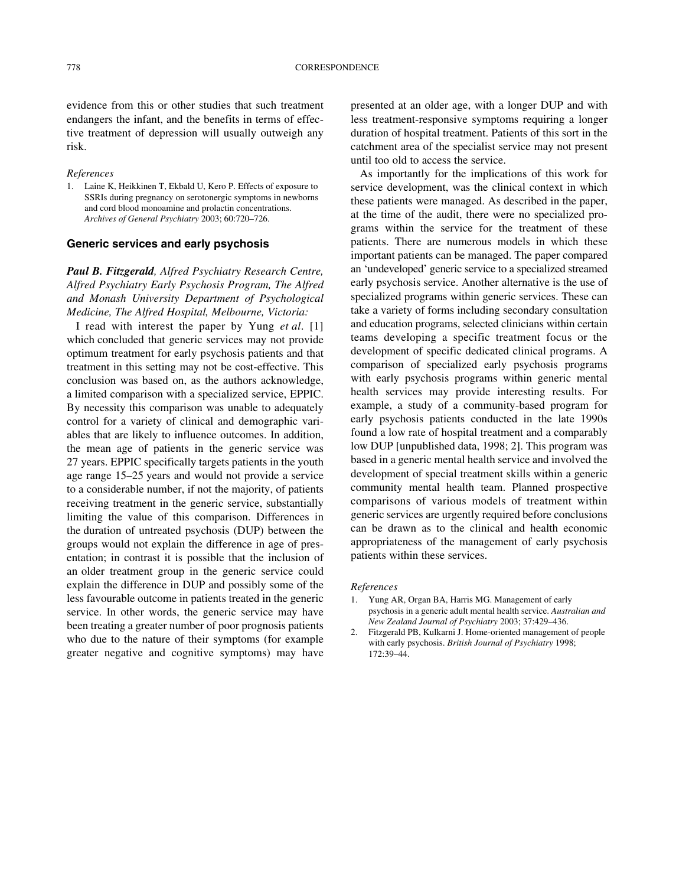evidence from this or other studies that such treatment endangers the infant, and the benefits in terms of effective treatment of depression will usually outweigh any risk.

*References*

1. Laine K, Heikkinen T, Ekbald U, Kero P. Effects of exposure to SSRIs during pregnancy on serotonergic symptoms in newborns and cord blood monoamine and prolactin concentrations. *Archives of General Psychiatry* 2003; 60:720–726.

## Generic services and early psychosis

***Paul B. Fitzgerald**, Alfred Psychiatry Research Centre, Alfred Psychiatry Early Psychosis Program, The Alfred and Monash University Department of Psychological Medicine, The Alfred Hospital, Melbourne, Victoria:*

I read with interest the paper by Yung *et al*. [1] which concluded that generic services may not provide optimum treatment for early psychosis patients and that treatment in this setting may not be cost-effective. This conclusion was based on, as the authors acknowledge, a limited comparison with a specialized service, EPPIC. By necessity this comparison was unable to adequately control for a variety of clinical and demographic variables that are likely to influence outcomes. In addition, the mean age of patients in the generic service was 27 years. EPPIC specifically targets patients in the youth age range 15–25 years and would not provide a service to a considerable number, if not the majority, of patients receiving treatment in the generic service, substantially limiting the value of this comparison. Differences in the duration of untreated psychosis (DUP) between the groups would not explain the difference in age of presentation; in contrast it is possible that the inclusion of an older treatment group in the generic service could explain the difference in DUP and possibly some of the less favourable outcome in patients treated in the generic service. In other words, the generic service may have been treating a greater number of poor prognosis patients who due to the nature of their symptoms (for example greater negative and cognitive symptoms) may have presented at an older age, with a longer DUP and with less treatment-responsive symptoms requiring a longer duration of hospital treatment. Patients of this sort in the catchment area of the specialist service may not present until too old to access the service.

As importantly for the implications of this work for service development, was the clinical context in which these patients were managed. As described in the paper, at the time of the audit, there were no specialized programs within the service for the treatment of these patients. There are numerous models in which these important patients can be managed. The paper compared an 'undeveloped' generic service to a specialized streamed early psychosis service. Another alternative is the use of specialized programs within generic services. These can take a variety of forms including secondary consultation and education programs, selected clinicians within certain teams developing a specific treatment focus or the development of specific dedicated clinical programs. A comparison of specialized early psychosis programs with early psychosis programs within generic mental health services may provide interesting results. For example, a study of a community-based program for early psychosis patients conducted in the late 1990s found a low rate of hospital treatment and a comparably low DUP [unpublished data, 1998; 2]. This program was based in a generic mental health service and involved the development of special treatment skills within a generic community mental health team. Planned prospective comparisons of various models of treatment within generic services are urgently required before conclusions can be drawn as to the clinical and health economic appropriateness of the management of early psychosis patients within these services.

*References*

1. Yung AR, Organ BA, Harris MG. Management of early psychosis in a generic adult mental health service. *Australian and New Zealand Journal of Psychiatry* 2003; 37:429–436.
2. Fitzgerald PB, Kulkarni J. Home-oriented management of people with early psychosis. *British Journal of Psychiatry* 1998; 172:39–44.